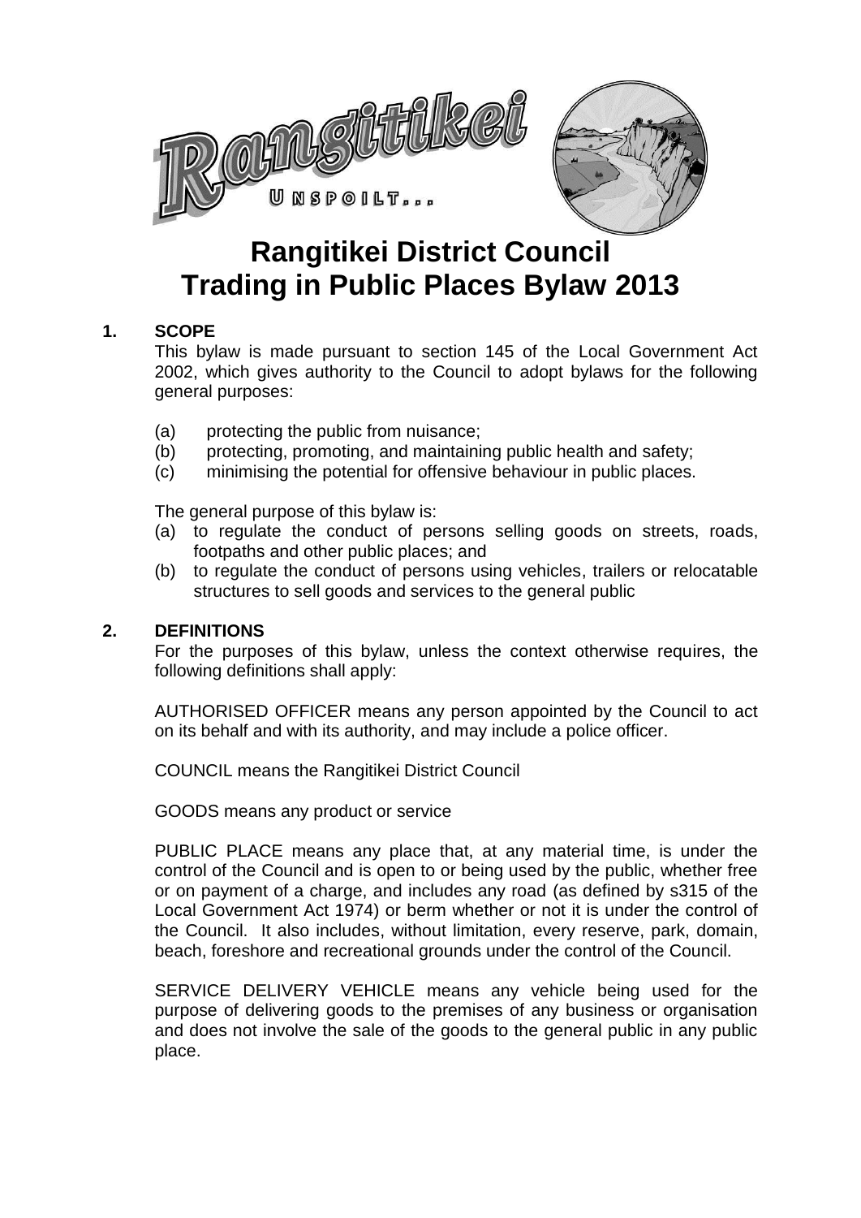# Rangitikei District Council
# Trading in Public Places Bylaw 2013

## 1. SCOPE

This bylaw is made pursuant to section 145 of the Local Government Act 2002, which gives authority to the Council to adopt bylaws for the following general purposes:

(a) protecting the public from nuisance;
(b) protecting, promoting, and maintaining public health and safety;
(c) minimising the potential for offensive behaviour in public places.

The general purpose of this bylaw is:

(a) to regulate the conduct of persons selling goods on streets, roads, footpaths and other public places; and
(b) to regulate the conduct of persons using vehicles, trailers or relocatable structures to sell goods and services to the general public

## 2. DEFINITIONS

For the purposes of this bylaw, unless the context otherwise requires, the following definitions shall apply:

AUTHORISED OFFICER means any person appointed by the Council to act on its behalf and with its authority, and may include a police officer.

COUNCIL means the Rangitikei District Council

GOODS means any product or service

PUBLIC PLACE means any place that, at any material time, is under the control of the Council and is open to or being used by the public, whether free or on payment of a charge, and includes any road (as defined by s315 of the Local Government Act 1974) or berm whether or not it is under the control of the Council. It also includes, without limitation, every reserve, park, domain, beach, foreshore and recreational grounds under the control of the Council.

SERVICE DELIVERY VEHICLE means any vehicle being used for the purpose of delivering goods to the premises of any business or organisation and does not involve the sale of the goods to the general public in any public place.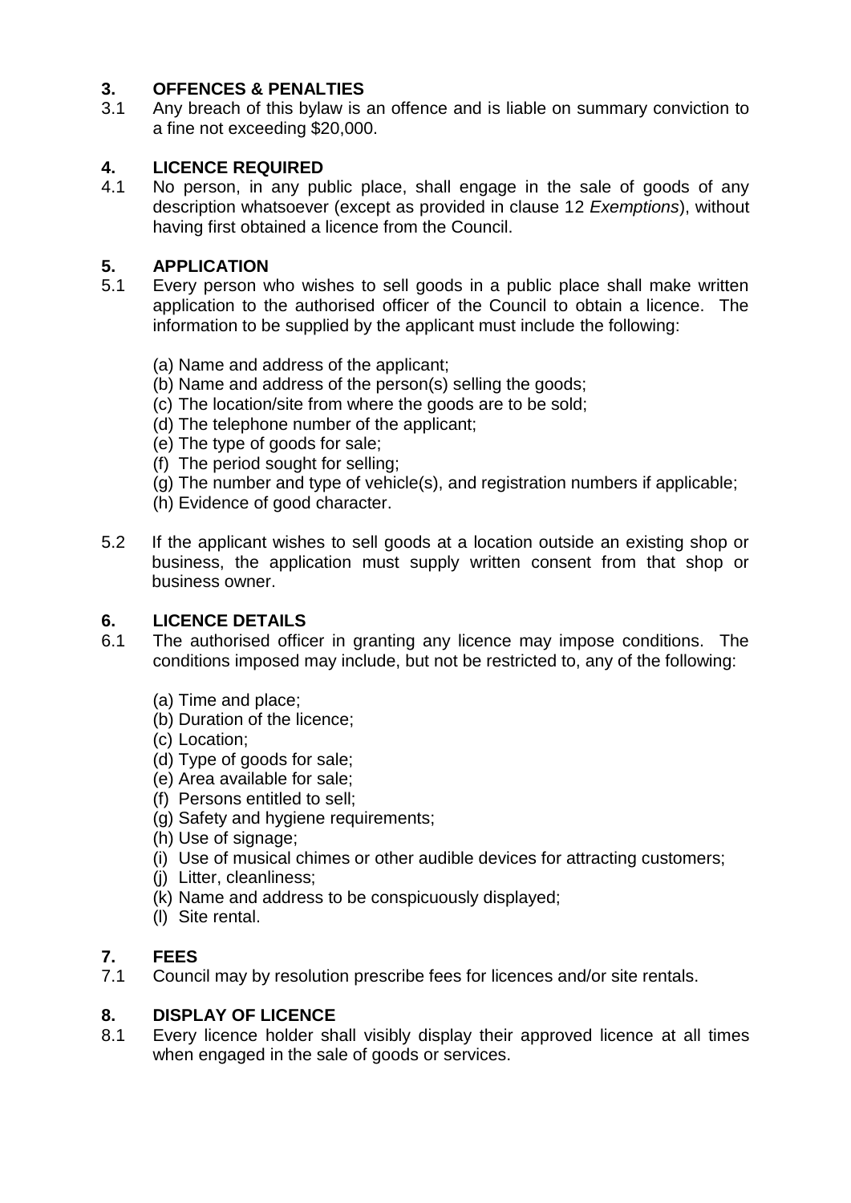## 3. OFFENCES & PENALTIES

3.1 Any breach of this bylaw is an offence and is liable on summary conviction to a fine not exceeding $20,000.

## 4. LICENCE REQUIRED

4.1 No person, in any public place, shall engage in the sale of goods of any description whatsoever (except as provided in clause 12 *Exemptions*), without having first obtained a licence from the Council.

## 5. APPLICATION

5.1 Every person who wishes to sell goods in a public place shall make written application to the authorised officer of the Council to obtain a licence. The information to be supplied by the applicant must include the following:

(a) Name and address of the applicant;
(b) Name and address of the person(s) selling the goods;
(c) The location/site from where the goods are to be sold;
(d) The telephone number of the applicant;
(e) The type of goods for sale;
(f) The period sought for selling;
(g) The number and type of vehicle(s), and registration numbers if applicable;
(h) Evidence of good character.

5.2 If the applicant wishes to sell goods at a location outside an existing shop or business, the application must supply written consent from that shop or business owner.

## 6. LICENCE DETAILS

6.1 The authorised officer in granting any licence may impose conditions. The conditions imposed may include, but not be restricted to, any of the following:

(a) Time and place;
(b) Duration of the licence;
(c) Location;
(d) Type of goods for sale;
(e) Area available for sale;
(f) Persons entitled to sell;
(g) Safety and hygiene requirements;
(h) Use of signage;
(i) Use of musical chimes or other audible devices for attracting customers;
(j) Litter, cleanliness;
(k) Name and address to be conspicuously displayed;
(l) Site rental.

## 7. FEES

7.1 Council may by resolution prescribe fees for licences and/or site rentals.

## 8. DISPLAY OF LICENCE

8.1 Every licence holder shall visibly display their approved licence at all times when engaged in the sale of goods or services.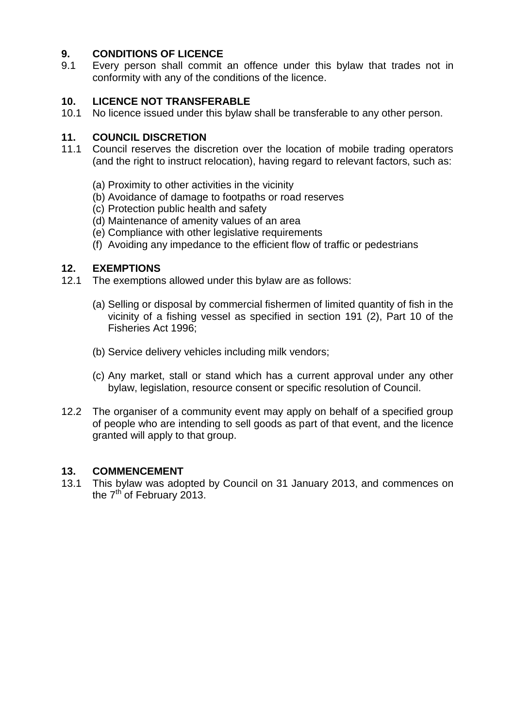## 9. CONDITIONS OF LICENCE

9.1 Every person shall commit an offence under this bylaw that trades not in conformity with any of the conditions of the licence.

## 10. LICENCE NOT TRANSFERABLE

10.1 No licence issued under this bylaw shall be transferable to any other person.

## 11. COUNCIL DISCRETION

11.1 Council reserves the discretion over the location of mobile trading operators (and the right to instruct relocation), having regard to relevant factors, such as:

(a) Proximity to other activities in the vicinity
(b) Avoidance of damage to footpaths or road reserves
(c) Protection public health and safety
(d) Maintenance of amenity values of an area
(e) Compliance with other legislative requirements
(f) Avoiding any impedance to the efficient flow of traffic or pedestrians

## 12. EXEMPTIONS

12.1 The exemptions allowed under this bylaw are as follows:

(a) Selling or disposal by commercial fishermen of limited quantity of fish in the vicinity of a fishing vessel as specified in section 191 (2), Part 10 of the Fisheries Act 1996;

(b) Service delivery vehicles including milk vendors;

(c) Any market, stall or stand which has a current approval under any other bylaw, legislation, resource consent or specific resolution of Council.

12.2 The organiser of a community event may apply on behalf of a specified group of people who are intending to sell goods as part of that event, and the licence granted will apply to that group.

## 13. COMMENCEMENT

13.1 This bylaw was adopted by Council on 31 January 2013, and commences on the 7th of February 2013.